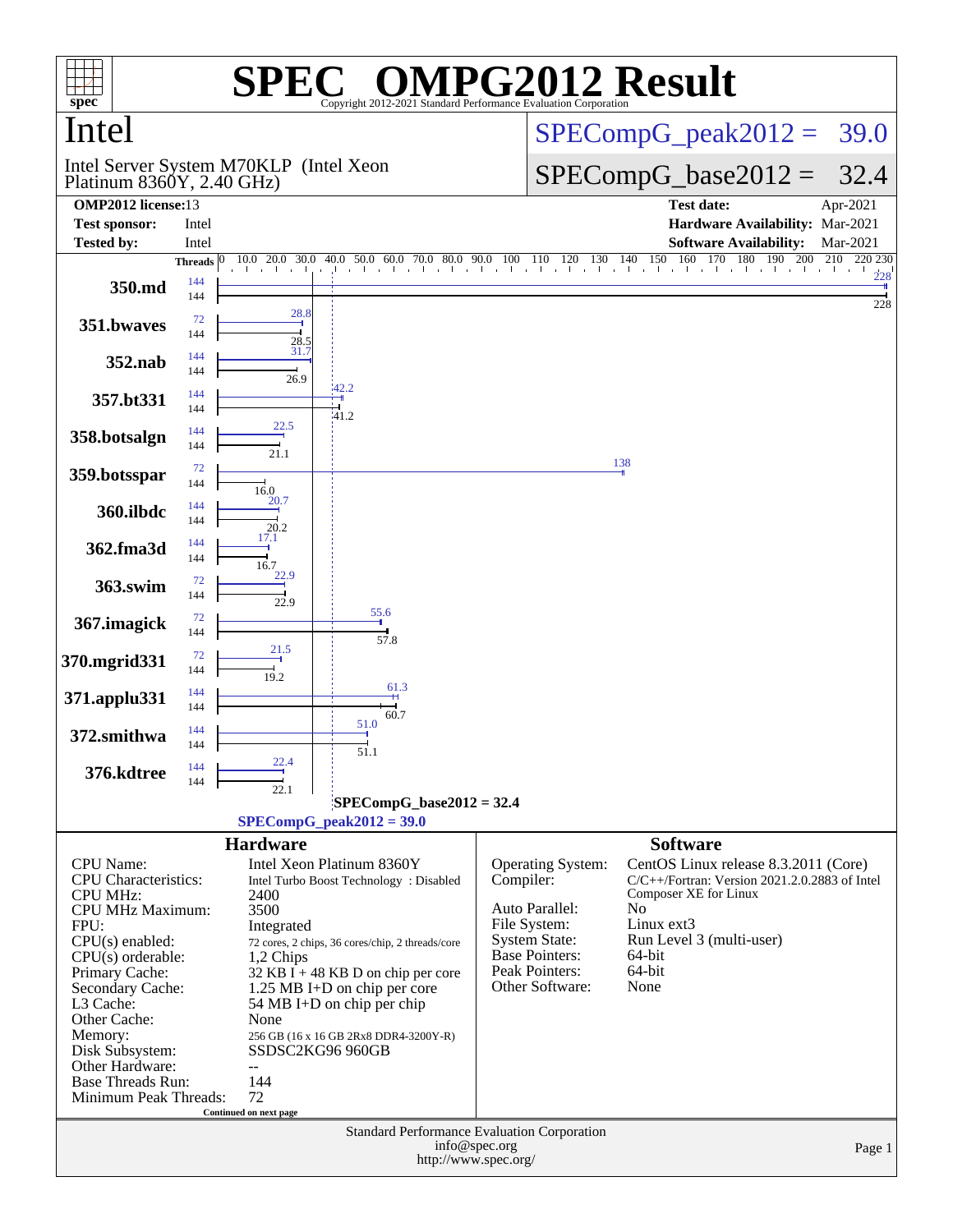# SPEC OMPG2012 Result

Copyright 2012-2021 Standard Performance Evaluation Corporation

## Intel

Intel Server System M70KLP (Intel Xeon Platinum 8360Y, 2.40 GHz)

SPECompG_peak2012 = 39.0

SPECompG_base2012 = 32.4

| | | | |
|---|---|---|---|
| **OMP2012 license:** | 13 | **Test date:** | Apr-2021 |
| **Test sponsor:** | Intel | **Hardware Availability:** | Mar-2021 |
| **Tested by:** | Intel | **Software Availability:** | Mar-2021 |

| Benchmark | Peak Threads | Base Threads | Peak | Base |
|---|---|---|---|---|
| 350.md | 144 | 144 | 228 | 228 |
| 351.bwaves | 72 | 144 | 28.8 | 28.5 |
| 352.nab | 144 | 144 | 31.7 | 26.9 |
| 357.bt331 | 144 | 144 | 42.2 | 41.2 |
| 358.botsalgn | 144 | 144 | 22.5 | 21.1 |
| 359.botsspar | 72 | 144 | 138 | 16.0 |
| 360.ilbdc | 144 | 144 | 20.7 | 20.2 |
| 362.fma3d | 144 | 144 | 17.1 | 16.7 |
| 363.swim | 72 | 144 | 22.9 | 22.9 |
| 367.imagick | 72 | 144 | 55.6 | 57.8 |
| 370.mgrid331 | 72 | 144 | 21.5 | 19.2 |
| 371.applu331 | 144 | 144 | 61.3 | 60.7 |
| 372.smithwa | 144 | 144 | 51.0 | 51.1 |
| 376.kdtree | 144 | 144 | 22.4 | 22.1 |

SPECompG_base2012 = 32.4

SPECompG_peak2012 = 39.0

## Hardware

| | |
|---|---|
| CPU Name: | Intel Xeon Platinum 8360Y |
| CPU Characteristics: | Intel Turbo Boost Technology : Disabled |
| CPU MHz: | 2400 |
| CPU MHz Maximum: | 3500 |
| FPU: | Integrated |
| CPU(s) enabled: | 72 cores, 2 chips, 36 cores/chip, 2 threads/core |
| CPU(s) orderable: | 1,2 Chips |
| Primary Cache: | 32 KB I + 48 KB D on chip per core |
| Secondary Cache: | 1.25 MB I+D on chip per core |
| L3 Cache: | 54 MB I+D on chip per chip |
| Other Cache: | None |
| Memory: | 256 GB (16 x 16 GB 2Rx8 DDR4-3200Y-R) |
| Disk Subsystem: | SSDSC2KG96 960GB |
| Other Hardware: | -- |
| Base Threads Run: | 144 |
| Minimum Peak Threads: | 72 |

Continued on next page

## Software

| | |
|---|---|
| Operating System: | CentOS Linux release 8.3.2011 (Core) |
| Compiler: | C/C++/Fortran: Version 2021.2.0.2883 of Intel Composer XE for Linux |
| Auto Parallel: | No |
| File System: | Linux ext3 |
| System State: | Run Level 3 (multi-user) |
| Base Pointers: | 64-bit |
| Peak Pointers: | 64-bit |
| Other Software: | None |

Standard Performance Evaluation Corporation
info@spec.org
http://www.spec.org/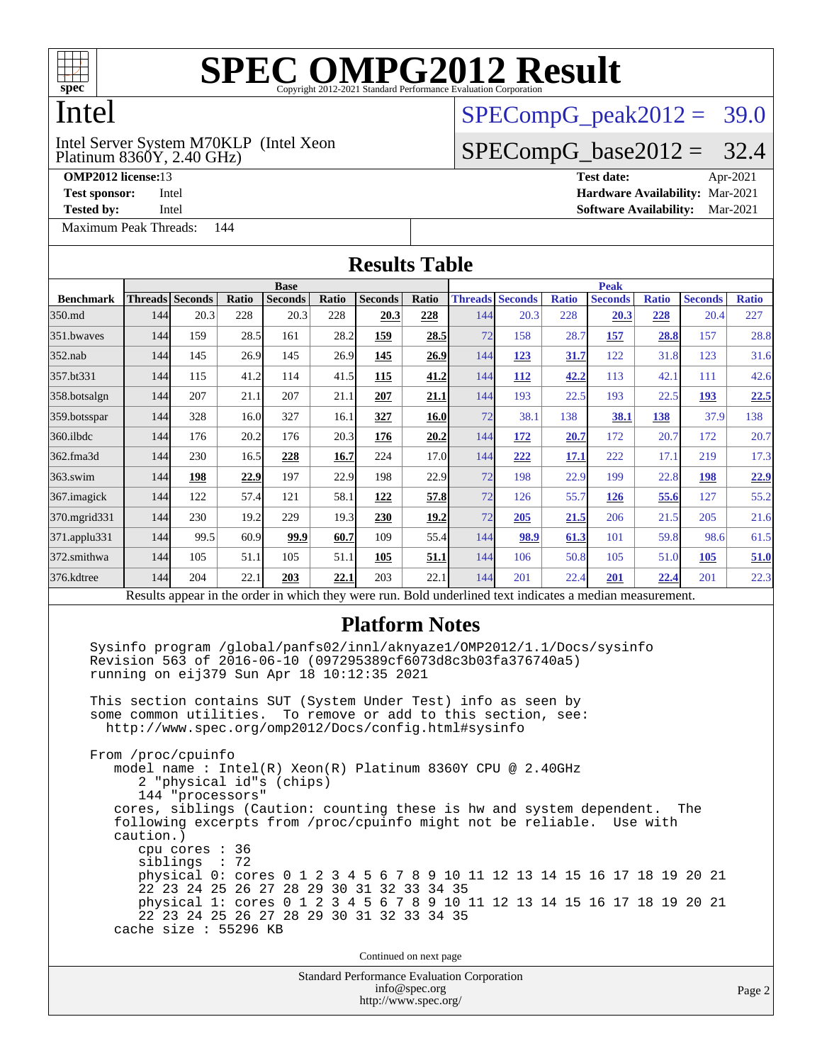# SPEC OMPG2012 Result

Copyright 2012-2021 Standard Performance Evaluation Corporation

## Intel

Intel Server System M70KLP (Intel Xeon Platinum 8360Y, 2.40 GHz)

SPECompG_peak2012 = 39.0

SPECompG_base2012 = 32.4

**OMP2012 license:** 13
**Test sponsor:** Intel
**Tested by:** Intel

**Test date:** Apr-2021
**Hardware Availability:** Mar-2021
**Software Availability:** Mar-2021

Maximum Peak Threads: 144

## Results Table

| Benchmark | Base | | | | | | | Peak | | | | | | |
|---|---|---|---|---|---|---|---|---|---|---|---|---|---|---|
| | Threads | Seconds | Ratio | Seconds | Ratio | Seconds | Ratio | Threads | Seconds | Ratio | Seconds | Ratio | Seconds | Ratio |
| 350.md | 144 | 20.3 | 228 | 20.3 | 228 | **20.3** | **228** | 144 | 20.3 | 228 | **20.3** | **228** | 20.4 | 227 |
| 351.bwaves | 144 | 159 | 28.5 | 161 | 28.2 | **159** | **28.5** | 72 | 158 | 28.7 | **157** | **28.8** | 157 | 28.8 |
| 352.nab | 144 | 145 | 26.9 | 145 | 26.9 | **145** | **26.9** | 144 | **123** | **31.7** | 122 | 31.8 | 123 | 31.6 |
| 357.bt331 | 144 | 115 | 41.2 | 114 | 41.5 | **115** | **41.2** | 144 | **112** | **42.2** | 113 | 42.1 | 111 | 42.6 |
| 358.botsalgn | 144 | 207 | 21.1 | 207 | 21.1 | **207** | **21.1** | 144 | 193 | 22.5 | 193 | 22.5 | **193** | **22.5** |
| 359.botsspar | 144 | 328 | 16.0 | 327 | 16.1 | **327** | **16.0** | 72 | 38.1 | 138 | **38.1** | **138** | 37.9 | 138 |
| 360.ilbdc | 144 | 176 | 20.2 | 176 | 20.3 | **176** | **20.2** | 144 | **172** | **20.7** | 172 | 20.7 | 172 | 20.7 |
| 362.fma3d | 144 | 230 | 16.5 | **228** | **16.7** | 224 | 17.0 | 144 | **222** | **17.1** | 222 | 17.1 | 219 | 17.3 |
| 363.swim | 144 | **198** | **22.9** | 197 | 22.9 | 198 | 22.9 | 72 | 198 | 22.9 | 199 | 22.8 | **198** | **22.9** |
| 367.imagick | 144 | 122 | 57.4 | 121 | 58.1 | **122** | **57.8** | 72 | 126 | 55.7 | **126** | **55.6** | 127 | 55.2 |
| 370.mgrid331 | 144 | 230 | 19.2 | 229 | 19.3 | **230** | **19.2** | 72 | **205** | **21.5** | 206 | 21.5 | 205 | 21.6 |
| 371.applu331 | 144 | 99.5 | 60.9 | **99.9** | **60.7** | 109 | 55.4 | 144 | **98.9** | **61.3** | 101 | 59.8 | 98.6 | 61.5 |
| 372.smithwa | 144 | 105 | 51.1 | 105 | 51.1 | **105** | **51.1** | 144 | 106 | 50.8 | 105 | 51.0 | **105** | **51.0** |
| 376.kdtree | 144 | 204 | 22.1 | **203** | **22.1** | 203 | 22.1 | 144 | 201 | 22.4 | **201** | **22.4** | 201 | 22.3 |

Results appear in the order in which they were run. Bold underlined text indicates a median measurement.

## Platform Notes

```
Sysinfo program /global/panfs02/innl/aknyaze1/OMP2012/1.1/Docs/sysinfo
Revision 563 of 2016-06-10 (097295389cf6073d8c3b03fa376740a5)
running on eij379 Sun Apr 18 10:12:35 2021

This section contains SUT (System Under Test) info as seen by
some common utilities.  To remove or add to this section, see:
  http://www.spec.org/omp2012/Docs/config.html#sysinfo

From /proc/cpuinfo
   model name : Intel(R) Xeon(R) Platinum 8360Y CPU @ 2.40GHz
      2 "physical id"s (chips)
      144 "processors"
   cores, siblings (Caution: counting these is hw and system dependent.  The
   following excerpts from /proc/cpuinfo might not be reliable.  Use with
   caution.)
      cpu cores : 36
      siblings  : 72
      physical 0: cores 0 1 2 3 4 5 6 7 8 9 10 11 12 13 14 15 16 17 18 19 20 21
      22 23 24 25 26 27 28 29 30 31 32 33 34 35
      physical 1: cores 0 1 2 3 4 5 6 7 8 9 10 11 12 13 14 15 16 17 18 19 20 21
      22 23 24 25 26 27 28 29 30 31 32 33 34 35
   cache size : 55296 KB
```

Continued on next page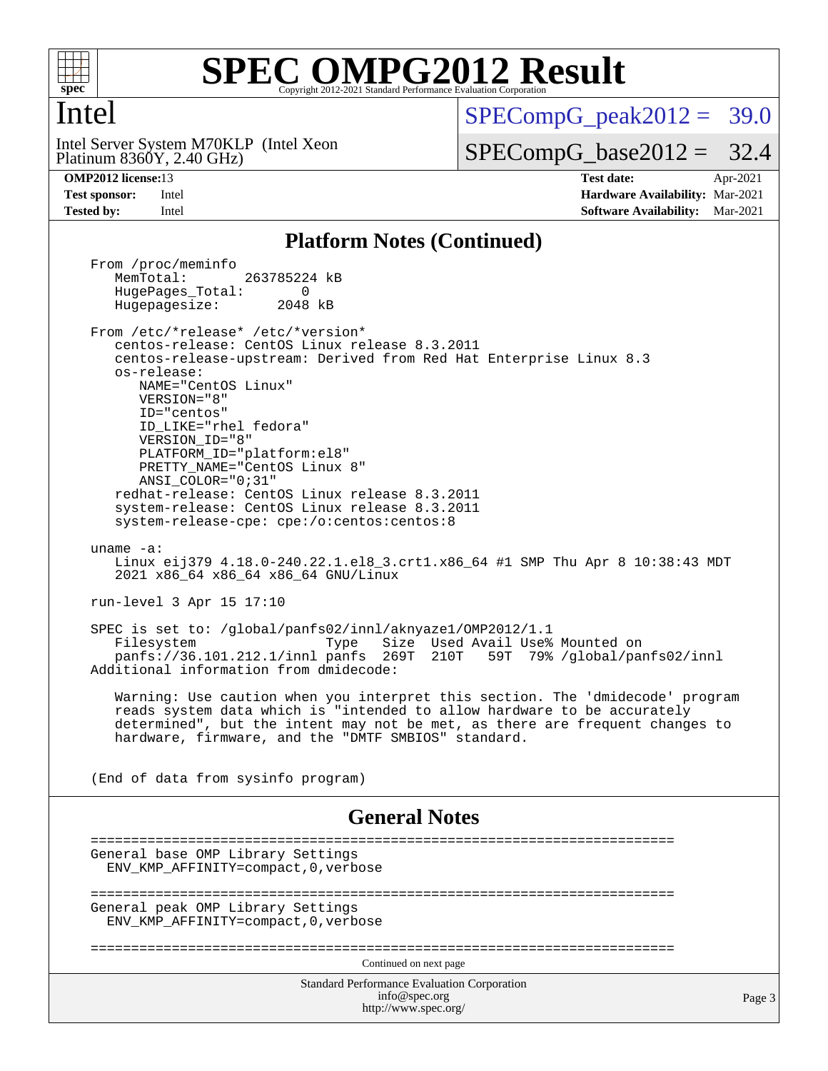# SPEC OMPG2012 Result

Copyright 2012-2021 Standard Performance Evaluation Corporation

## Intel

Intel Server System M70KLP (Intel Xeon Platinum 8360Y, 2.40 GHz)

SPECompG_peak2012 = 39.0

SPECompG_base2012 = 32.4

| | | | |
|---|---|---|---|
| **OMP2012 license:** | 13 | **Test date:** | Apr-2021 |
| **Test sponsor:** | Intel | **Hardware Availability:** | Mar-2021 |
| **Tested by:** | Intel | **Software Availability:** | Mar-2021 |

### Platform Notes (Continued)

```
From /proc/meminfo
   MemTotal:       263785224 kB
   HugePages_Total:       0
   Hugepagesize:       2048 kB

From /etc/*release* /etc/*version*
   centos-release: CentOS Linux release 8.3.2011
   centos-release-upstream: Derived from Red Hat Enterprise Linux 8.3
   os-release:
      NAME="CentOS Linux"
      VERSION="8"
      ID="centos"
      ID_LIKE="rhel fedora"
      VERSION_ID="8"
      PLATFORM_ID="platform:el8"
      PRETTY_NAME="CentOS Linux 8"
      ANSI_COLOR="0;31"
   redhat-release: CentOS Linux release 8.3.2011
   system-release: CentOS Linux release 8.3.2011
   system-release-cpe: cpe:/o:centos:centos:8

uname -a:
   Linux eij379 4.18.0-240.22.1.el8_3.crt1.x86_64 #1 SMP Thu Apr 8 10:38:43 MDT
   2021 x86_64 x86_64 x86_64 GNU/Linux

run-level 3 Apr 15 17:10

SPEC is set to: /global/panfs02/innl/aknyaze1/OMP2012/1.1
   Filesystem              Type   Size  Used Avail Use% Mounted on
   panfs://36.101.212.1/innl panfs  269T  210T   59T  79% /global/panfs02/innl
Additional information from dmidecode:

   Warning: Use caution when you interpret this section. The 'dmidecode' program
   reads system data which is "intended to allow hardware to be accurately
   determined", but the intent may not be met, as there are frequent changes to
   hardware, firmware, and the "DMTF SMBIOS" standard.


(End of data from sysinfo program)
```

### General Notes

```
========================================================================
General base OMP Library Settings
  ENV_KMP_AFFINITY=compact,0,verbose

========================================================================
General peak OMP Library Settings
  ENV_KMP_AFFINITY=compact,0,verbose

========================================================================
```

Continued on next page

Standard Performance Evaluation Corporation
info@spec.org
http://www.spec.org/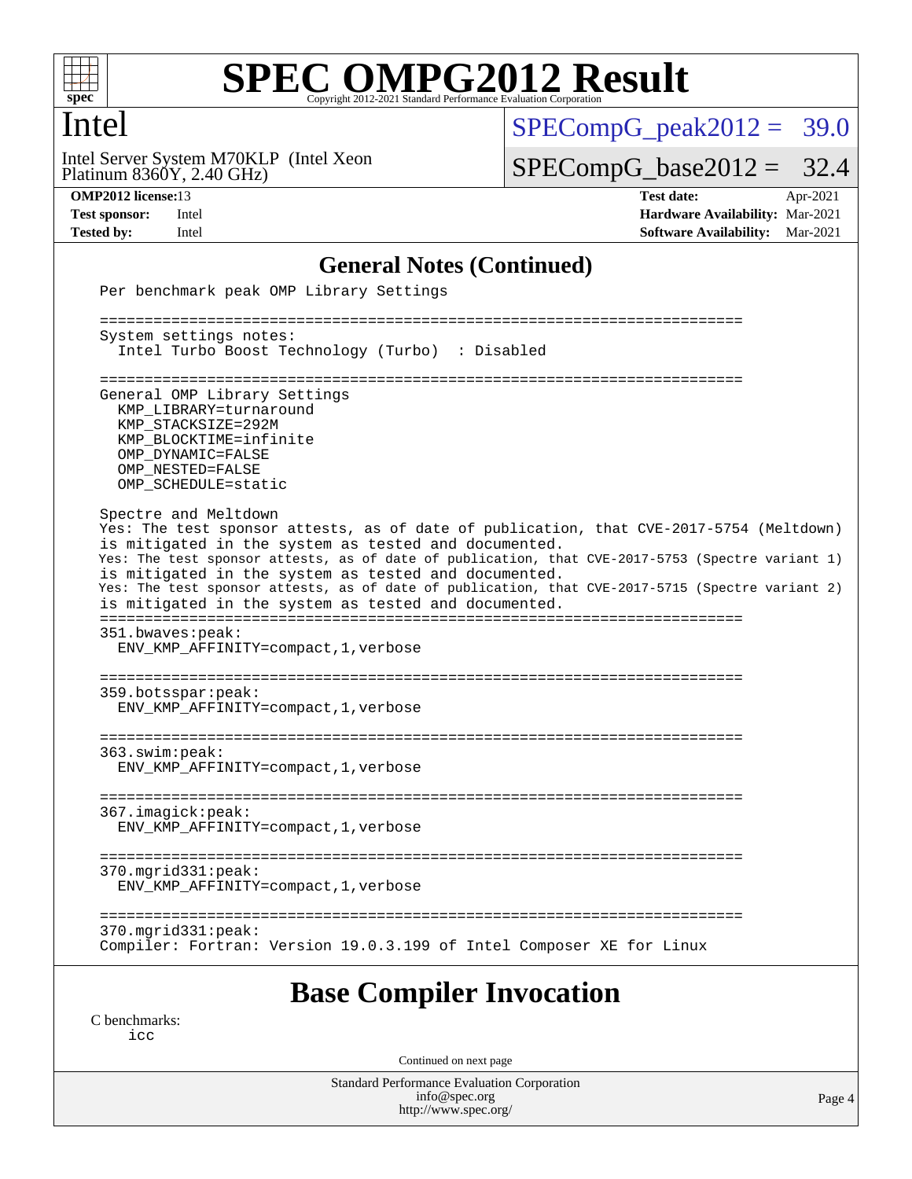# SPEC OMPG2012 Result

Copyright 2012-2021 Standard Performance Evaluation Corporation

## Intel

Intel Server System M70KLP (Intel Xeon Platinum 8360Y, 2.40 GHz)

SPECompG_peak2012 = 39.0

SPECompG_base2012 = 32.4

**OMP2012 license:** 13 **Test date:** Apr-2021

**Test sponsor:** Intel **Hardware Availability:** Mar-2021

**Tested by:** Intel **Software Availability:** Mar-2021

## General Notes (Continued)

```
Per benchmark peak OMP Library Settings

========================================================================
System settings notes:
  Intel Turbo Boost Technology (Turbo)  : Disabled

========================================================================
General OMP Library Settings
  KMP_LIBRARY=turnaround
  KMP_STACKSIZE=292M
  KMP_BLOCKTIME=infinite
  OMP_DYNAMIC=FALSE
  OMP_NESTED=FALSE
  OMP_SCHEDULE=static

Spectre and Meltdown
Yes: The test sponsor attests, as of date of publication, that CVE-2017-5754 (Meltdown)
is mitigated in the system as tested and documented.
Yes: The test sponsor attests, as of date of publication, that CVE-2017-5753 (Spectre variant 1)
is mitigated in the system as tested and documented.
Yes: The test sponsor attests, as of date of publication, that CVE-2017-5715 (Spectre variant 2)
is mitigated in the system as tested and documented.
========================================================================
351.bwaves:peak:
  ENV_KMP_AFFINITY=compact,1,verbose

========================================================================
359.botsspar:peak:
  ENV_KMP_AFFINITY=compact,1,verbose

========================================================================
363.swim:peak:
  ENV_KMP_AFFINITY=compact,1,verbose

========================================================================
367.imagick:peak:
  ENV_KMP_AFFINITY=compact,1,verbose

========================================================================
370.mgrid331:peak:
  ENV_KMP_AFFINITY=compact,1,verbose

========================================================================
370.mgrid331:peak:
Compiler: Fortran: Version 19.0.3.199 of Intel Composer XE for Linux
```

## Base Compiler Invocation

C benchmarks:
```
icc
```

Continued on next page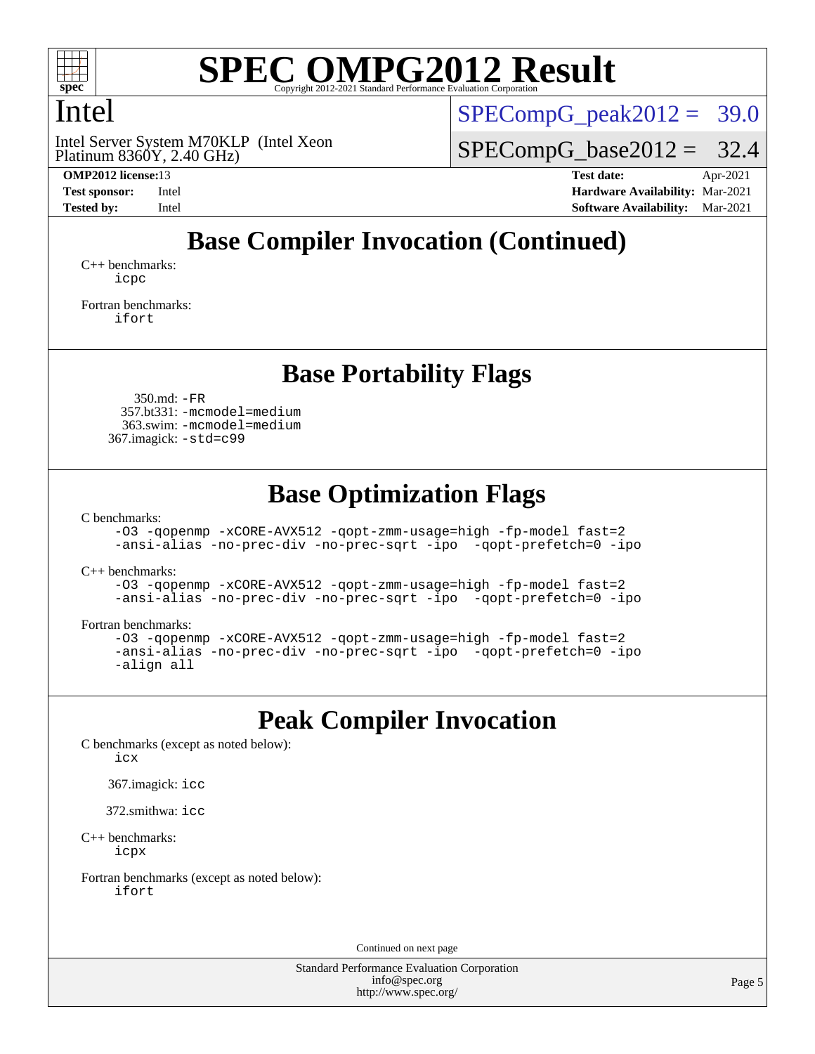# SPEC OMPG2012 Result

Copyright 2012-2021 Standard Performance Evaluation Corporation

## Intel

Intel Server System M70KLP (Intel Xeon Platinum 8360Y, 2.40 GHz)

SPECompG_peak2012 = 39.0

SPECompG_base2012 = 32.4

| | | | |
|---|---|---|---|
| **OMP2012 license:** | 13 | **Test date:** | Apr-2021 |
| **Test sponsor:** | Intel | **Hardware Availability:** | Mar-2021 |
| **Tested by:** | Intel | **Software Availability:** | Mar-2021 |

## Base Compiler Invocation (Continued)

C++ benchmarks:
```
icpc
```

Fortran benchmarks:
```
ifort
```

## Base Portability Flags

350.md: `-FR`
357.bt331: `-mcmodel=medium`
363.swim: `-mcmodel=medium`
367.imagick: `-std=c99`

## Base Optimization Flags

C benchmarks:
```
-O3 -qopenmp -xCORE-AVX512 -qopt-zmm-usage=high -fp-model fast=2
-ansi-alias -no-prec-div -no-prec-sqrt -ipo  -qopt-prefetch=0 -ipo
```

C++ benchmarks:
```
-O3 -qopenmp -xCORE-AVX512 -qopt-zmm-usage=high -fp-model fast=2
-ansi-alias -no-prec-div -no-prec-sqrt -ipo  -qopt-prefetch=0 -ipo
```

Fortran benchmarks:
```
-O3 -qopenmp -xCORE-AVX512 -qopt-zmm-usage=high -fp-model fast=2
-ansi-alias -no-prec-div -no-prec-sqrt -ipo  -qopt-prefetch=0 -ipo
-align all
```

## Peak Compiler Invocation

C benchmarks (except as noted below):
```
icx
```

367.imagick: `icc`

372.smithwa: `icc`

C++ benchmarks:
```
icpx
```

Fortran benchmarks (except as noted below):
```
ifort
```

Continued on next page

Standard Performance Evaluation Corporation
info@spec.org
http://www.spec.org/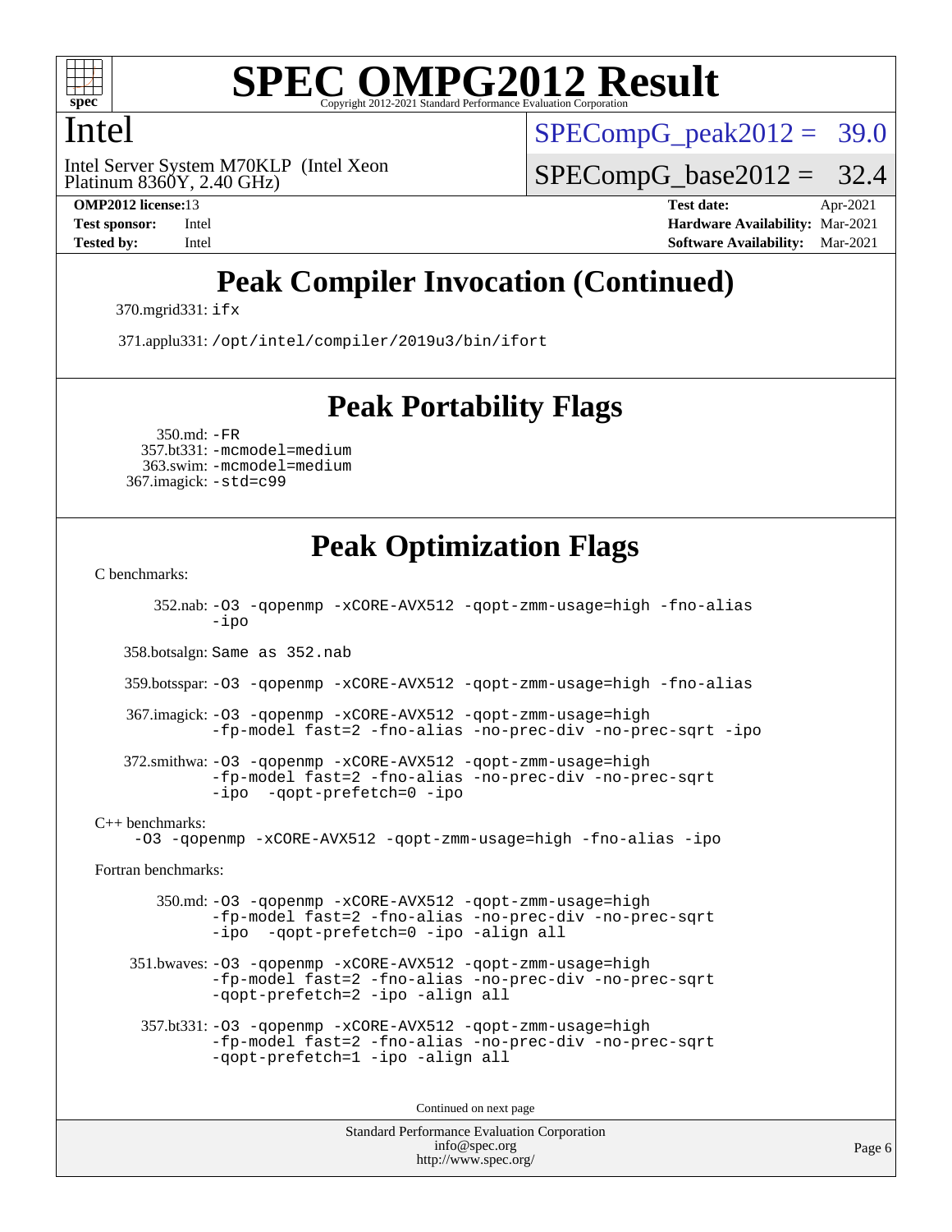# SPEC OMPG2012 Result

Copyright 2012-2021 Standard Performance Evaluation Corporation

## Intel

Intel Server System M70KLP (Intel Xeon Platinum 8360Y, 2.40 GHz)

SPECompG_peak2012 = 39.0

SPECompG_base2012 = 32.4

**OMP2012 license:** 13
**Test sponsor:** Intel
**Tested by:** Intel

**Test date:** Apr-2021
**Hardware Availability:** Mar-2021
**Software Availability:** Mar-2021

## Peak Compiler Invocation (Continued)

370.mgrid331: `ifx`

371.applu331: `/opt/intel/compiler/2019u3/bin/ifort`

## Peak Portability Flags

350.md: `-FR`
357.bt331: `-mcmodel=medium`
363.swim: `-mcmodel=medium`
367.imagick: `-std=c99`

## Peak Optimization Flags

C benchmarks:

352.nab: `-O3 -qopenmp -xCORE-AVX512 -qopt-zmm-usage=high -fno-alias -ipo`

358.botsalgn: `Same as 352.nab`

359.botsspar: `-O3 -qopenmp -xCORE-AVX512 -qopt-zmm-usage=high -fno-alias`

367.imagick: `-O3 -qopenmp -xCORE-AVX512 -qopt-zmm-usage=high -fp-model fast=2 -fno-alias -no-prec-div -no-prec-sqrt -ipo`

372.smithwa: `-O3 -qopenmp -xCORE-AVX512 -qopt-zmm-usage=high -fp-model fast=2 -fno-alias -no-prec-div -no-prec-sqrt -ipo  -qopt-prefetch=0 -ipo`

C++ benchmarks:

`-O3 -qopenmp -xCORE-AVX512 -qopt-zmm-usage=high -fno-alias -ipo`

Fortran benchmarks:

350.md: `-O3 -qopenmp -xCORE-AVX512 -qopt-zmm-usage=high -fp-model fast=2 -fno-alias -no-prec-div -no-prec-sqrt -ipo  -qopt-prefetch=0 -ipo -align all`

351.bwaves: `-O3 -qopenmp -xCORE-AVX512 -qopt-zmm-usage=high -fp-model fast=2 -fno-alias -no-prec-div -no-prec-sqrt -qopt-prefetch=2 -ipo -align all`

357.bt331: `-O3 -qopenmp -xCORE-AVX512 -qopt-zmm-usage=high -fp-model fast=2 -fno-alias -no-prec-div -no-prec-sqrt -qopt-prefetch=1 -ipo -align all`

Continued on next page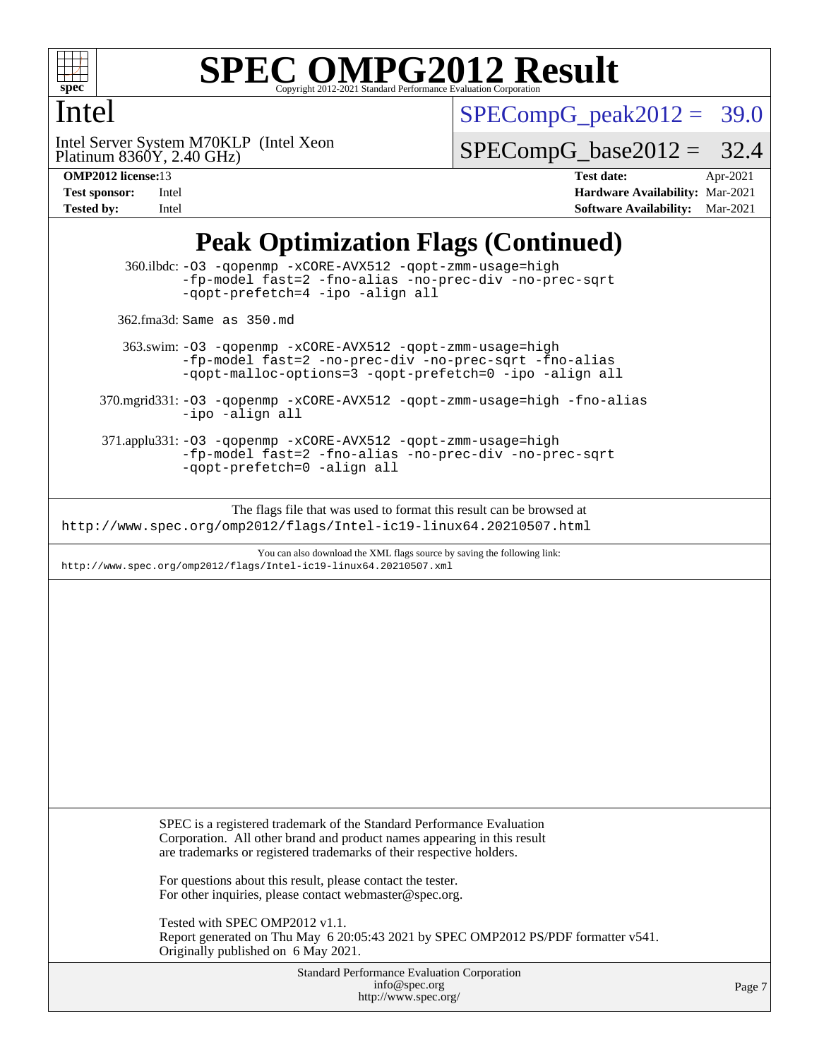# Peak Optimization Flags (Continued)

360.ilbdc: -O3 -qopenmp -xCORE-AVX512 -qopt-zmm-usage=high -fp-model fast=2 -fno-alias -no-prec-div -no-prec-sqrt -qopt-prefetch=4 -ipo -align all

362.fma3d: Same as 350.md

363.swim: -O3 -qopenmp -xCORE-AVX512 -qopt-zmm-usage=high -fp-model fast=2 -no-prec-div -no-prec-sqrt -fno-alias -qopt-malloc-options=3 -qopt-prefetch=0 -ipo -align all

370.mgrid331: -O3 -qopenmp -xCORE-AVX512 -qopt-zmm-usage=high -fno-alias -ipo -align all

371.applu331: -O3 -qopenmp -xCORE-AVX512 -qopt-zmm-usage=high -fp-model fast=2 -fno-alias -no-prec-div -no-prec-sqrt -qopt-prefetch=0 -align all

The flags file that was used to format this result can be browsed at
http://www.spec.org/omp2012/flags/Intel-ic19-linux64.20210507.html

You can also download the XML flags source by saving the following link:
http://www.spec.org/omp2012/flags/Intel-ic19-linux64.20210507.xml

SPEC is a registered trademark of the Standard Performance Evaluation Corporation. All other brand and product names appearing in this result are trademarks or registered trademarks of their respective holders.

For questions about this result, please contact the tester.
For other inquiries, please contact webmaster@spec.org.

Tested with SPEC OMP2012 v1.1.
Report generated on Thu May 6 20:05:43 2021 by SPEC OMP2012 PS/PDF formatter v541.
Originally published on 6 May 2021.